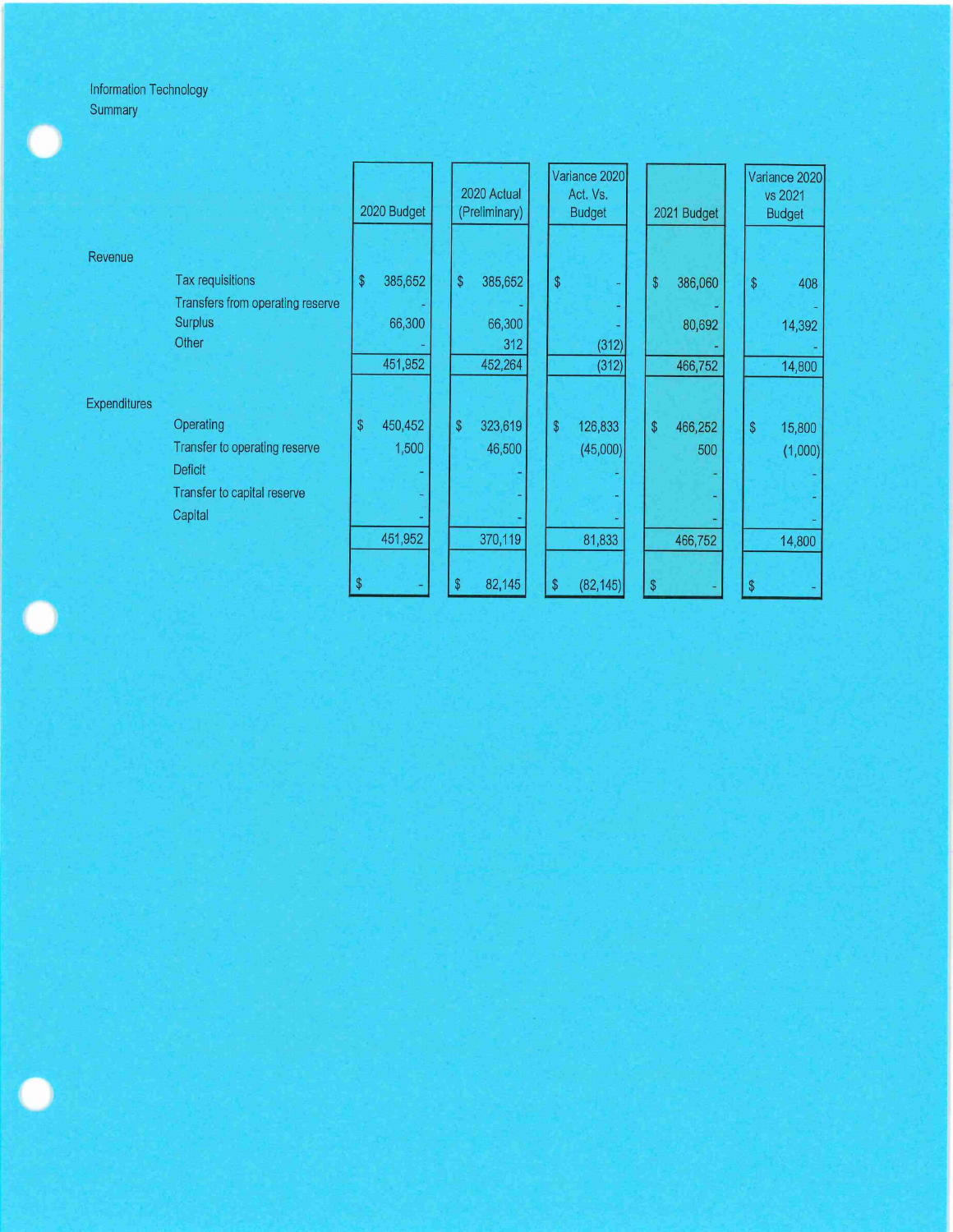Information Technology
Summary

| | | 2020 Budget | 2020 Actual (Preliminary) | Variance 2020 Act. Vs. Budget | 2021 Budget | Variance 2020 vs 2021 Budget |
|---|---|---|---|---|---|---|
| Revenue | | | | | | |
| | Tax requisitions | $ 385,652 | $ 385,652 | $ - | $ 386,060 | $ 408 |
| | Transfers from operating reserve | - | - | - | - | - |
| | Surplus | 66,300 | 66,300 | - | 80,692 | 14,392 |
| | Other | - | 312 | (312) | - | - |
| | | 451,952 | 452,264 | (312) | 466,752 | 14,800 |
| Expenditures | | | | | | |
| | Operating | $ 450,452 | $ 323,619 | $ 126,833 | $ 466,252 | $ 15,800 |
| | Transfer to operating reserve | 1,500 | 46,500 | (45,000) | 500 | (1,000) |
| | Deficit | - | - | - | - | - |
| | Transfer to capital reserve | - | - | - | - | - |
| | Capital | - | - | - | - | - |
| | | 451,952 | 370,119 | 81,833 | 466,752 | 14,800 |
| | | $ - | $ 82,145 | $ (82,145) | $ - | $ - |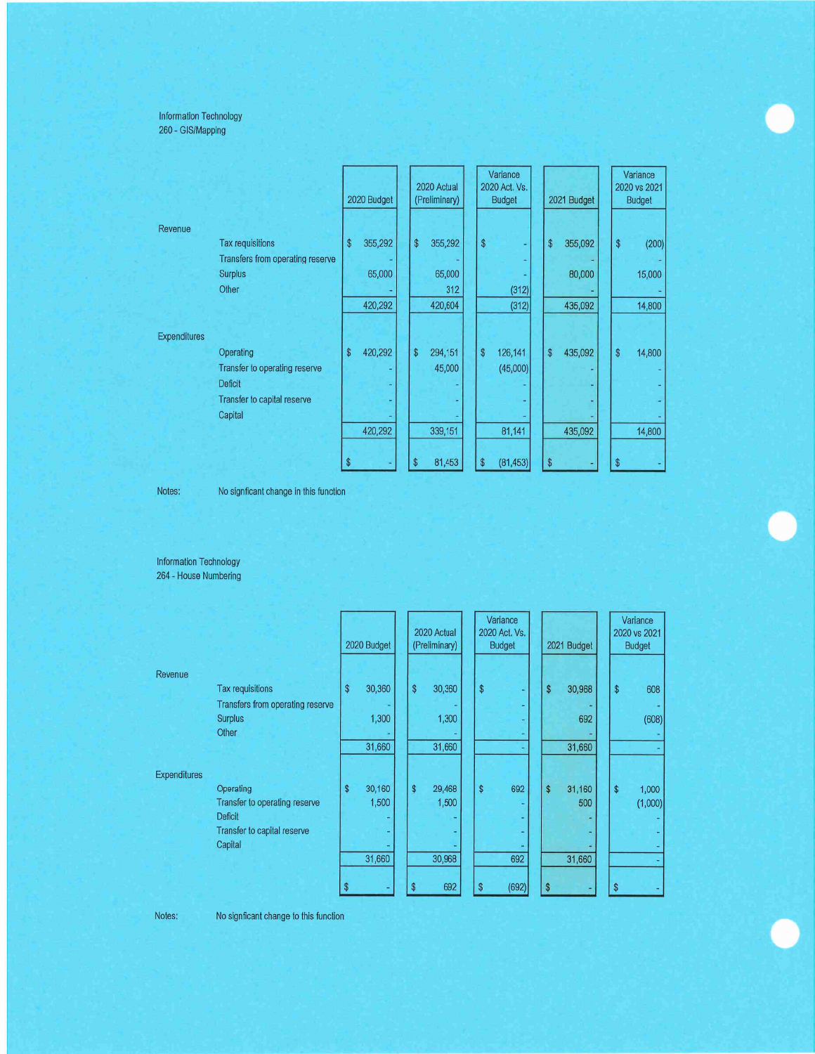Information Technology
260 - GIS/Mapping

| | | 2020 Budget | 2020 Actual (Preliminary) | Variance 2020 Act. Vs. Budget | 2021 Budget | Variance 2020 vs 2021 Budget |
|---|---|---|---|---|---|---|
| Revenue | | | | | | |
| | Tax requisitions | $ 355,292 | $ 355,292 | $ - | $ 355,092 | $ (200) |
| | Transfers from operating reserve | - | - | - | - | - |
| | Surplus | 65,000 | 65,000 | - | 80,000 | 15,000 |
| | Other | - | 312 | (312) | - | - |
| | | 420,292 | 420,604 | (312) | 435,092 | 14,800 |
| Expenditures | | | | | | |
| | Operating | $ 420,292 | $ 294,151 | $ 126,141 | $ 435,092 | $ 14,800 |
| | Transfer to operating reserve | - | 45,000 | (45,000) | - | - |
| | Deficit | - | - | - | - | - |
| | Transfer to capital reserve | - | - | - | - | - |
| | Capital | - | - | - | - | - |
| | | 420,292 | 339,151 | 81,141 | 435,092 | 14,800 |
| | | $ - | $ 81,453 | $ (81,453) | $ - | $ - |

Notes: No signficant change in this function

Information Technology
264 - House Numbering

| | | 2020 Budget | 2020 Actual (Preliminary) | Variance 2020 Act. Vs. Budget | 2021 Budget | Variance 2020 vs 2021 Budget |
|---|---|---|---|---|---|---|
| Revenue | | | | | | |
| | Tax requisitions | $ 30,360 | $ 30,360 | $ - | $ 30,968 | $ 608 |
| | Transfers from operating reserve | - | - | - | - | - |
| | Surplus | 1,300 | 1,300 | - | 692 | (608) |
| | Other | - | - | - | - | - |
| | | 31,660 | 31,660 | - | 31,660 | - |
| Expenditures | | | | | | |
| | Operating | $ 30,160 | $ 29,468 | $ 692 | $ 31,160 | $ 1,000 |
| | Transfer to operating reserve | 1,500 | 1,500 | - | 500 | (1,000) |
| | Deficit | - | - | - | - | - |
| | Transfer to capital reserve | - | - | - | - | - |
| | Capital | - | - | - | - | - |
| | | 31,660 | 30,968 | 692 | 31,660 | - |
| | | $ - | $ 692 | $ (692) | $ - | $ - |

Notes: No signficant change to this function